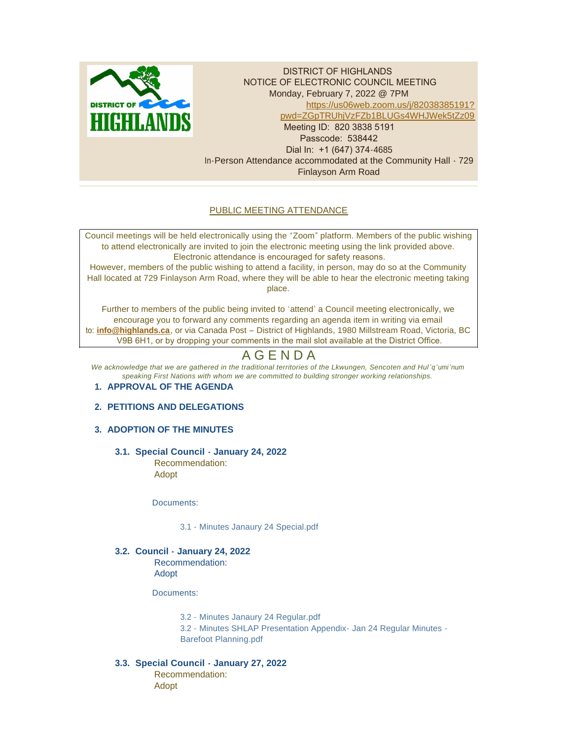DISTRICT OF HIGHLANDS
NOTICE OF ELECTRONIC COUNCIL MEETING
Monday, February 7, 2022 @ 7PM
https://us06web.zoom.us/j/82038385191?pwd=ZGpTRUhjVzFZb1BLUGs4WHJWek5tZz09
Meeting ID: 820 3838 5191
Passcode: 538442
Dial In: +1 (647) 374-4685
In-Person Attendance accommodated at the Community Hall - 729 Finlayson Arm Road

PUBLIC MEETING ATTENDANCE

Council meetings will be held electronically using the "Zoom" platform. Members of the public wishing to attend electronically are invited to join the electronic meeting using the link provided above. Electronic attendance is encouraged for safety reasons.
However, members of the public wishing to attend a facility, in person, may do so at the Community Hall located at 729 Finlayson Arm Road, where they will be able to hear the electronic meeting taking place.

Further to members of the public being invited to 'attend' a Council meeting electronically, we encourage you to forward any comments regarding an agenda item in writing via email to: **info@highlands.ca**, or via Canada Post – District of Highlands, 1980 Millstream Road, Victoria, BC V9B 6H1, or by dropping your comments in the mail slot available at the District Office.

# AGENDA

*We acknowledge that we are gathered in the traditional territories of the Lkwungen, Sencoten and Hul'q'umi'num speaking First Nations with whom we are committed to building stronger working relationships.*

## 1. APPROVAL OF THE AGENDA

## 2. PETITIONS AND DELEGATIONS

## 3. ADOPTION OF THE MINUTES

### 3.1. Special Council - January 24, 2022

Recommendation:
Adopt

Documents:

3.1 - Minutes Janaury 24 Special.pdf

### 3.2. Council - January 24, 2022

Recommendation:
Adopt

Documents:

3.2 - Minutes Janaury 24 Regular.pdf
3.2 - Minutes SHLAP Presentation Appendix- Jan 24 Regular Minutes - Barefoot Planning.pdf

### 3.3. Special Council - January 27, 2022

Recommendation:
Adopt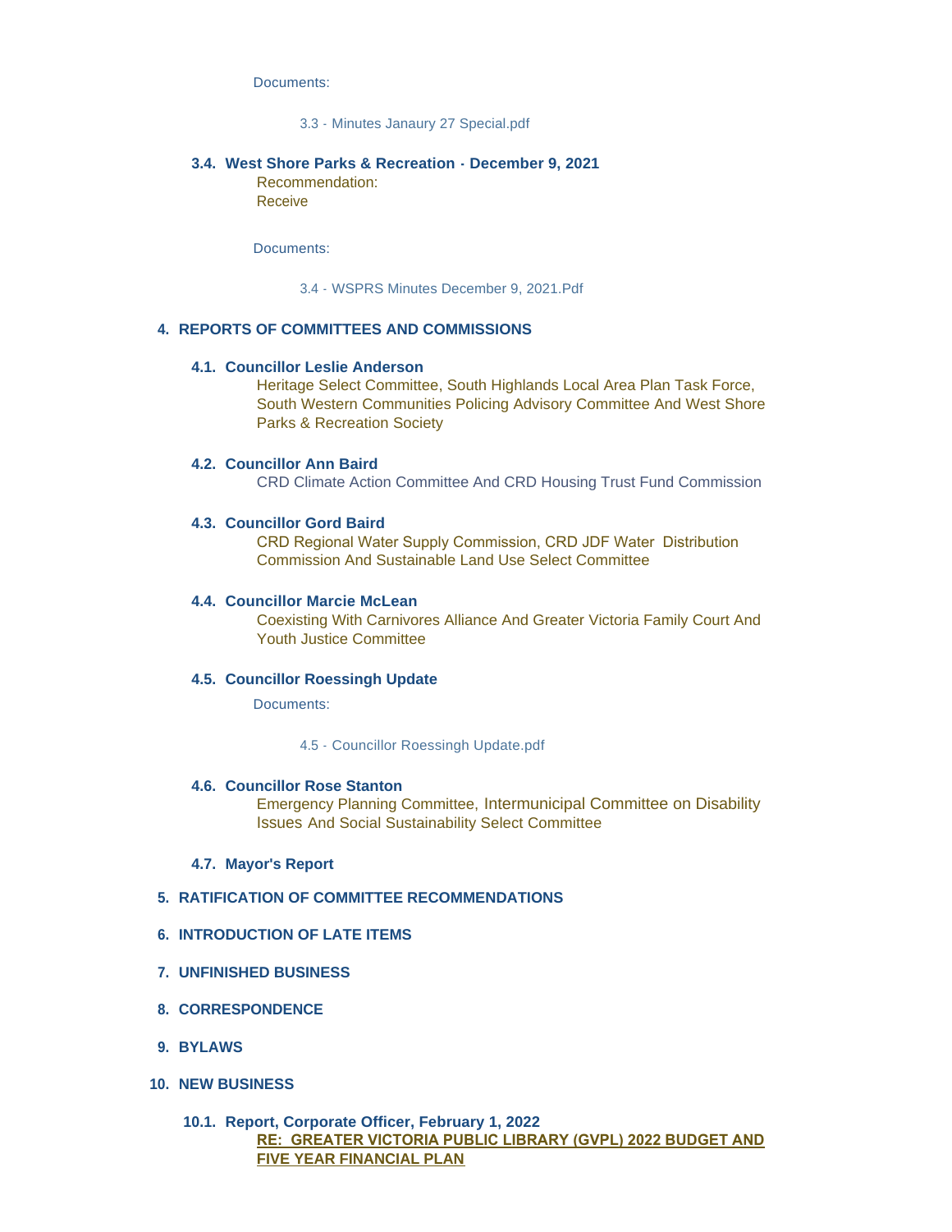Documents:

3.3 - Minutes Janaury 27 Special.pdf

### 3.4. West Shore Parks & Recreation - December 9, 2021

Recommendation:
Receive

Documents:

3.4 - WSPRS Minutes December 9, 2021.Pdf

## 4. REPORTS OF COMMITTEES AND COMMISSIONS

### 4.1. Councillor Leslie Anderson

Heritage Select Committee, South Highlands Local Area Plan Task Force, South Western Communities Policing Advisory Committee And West Shore Parks & Recreation Society

### 4.2. Councillor Ann Baird

CRD Climate Action Committee And CRD Housing Trust Fund Commission

### 4.3. Councillor Gord Baird

CRD Regional Water Supply Commission, CRD JDF Water Distribution Commission And Sustainable Land Use Select Committee

### 4.4. Councillor Marcie McLean

Coexisting With Carnivores Alliance And Greater Victoria Family Court And Youth Justice Committee

### 4.5. Councillor Roessingh Update

Documents:

4.5 - Councillor Roessingh Update.pdf

### 4.6. Councillor Rose Stanton

Emergency Planning Committee, Intermunicipal Committee on Disability Issues And Social Sustainability Select Committee

### 4.7. Mayor's Report

## 5. RATIFICATION OF COMMITTEE RECOMMENDATIONS

## 6. INTRODUCTION OF LATE ITEMS

## 7. UNFINISHED BUSINESS

## 8. CORRESPONDENCE

## 9. BYLAWS

## 10. NEW BUSINESS

### 10.1. Report, Corporate Officer, February 1, 2022

**RE: GREATER VICTORIA PUBLIC LIBRARY (GVPL) 2022 BUDGET AND FIVE YEAR FINANCIAL PLAN**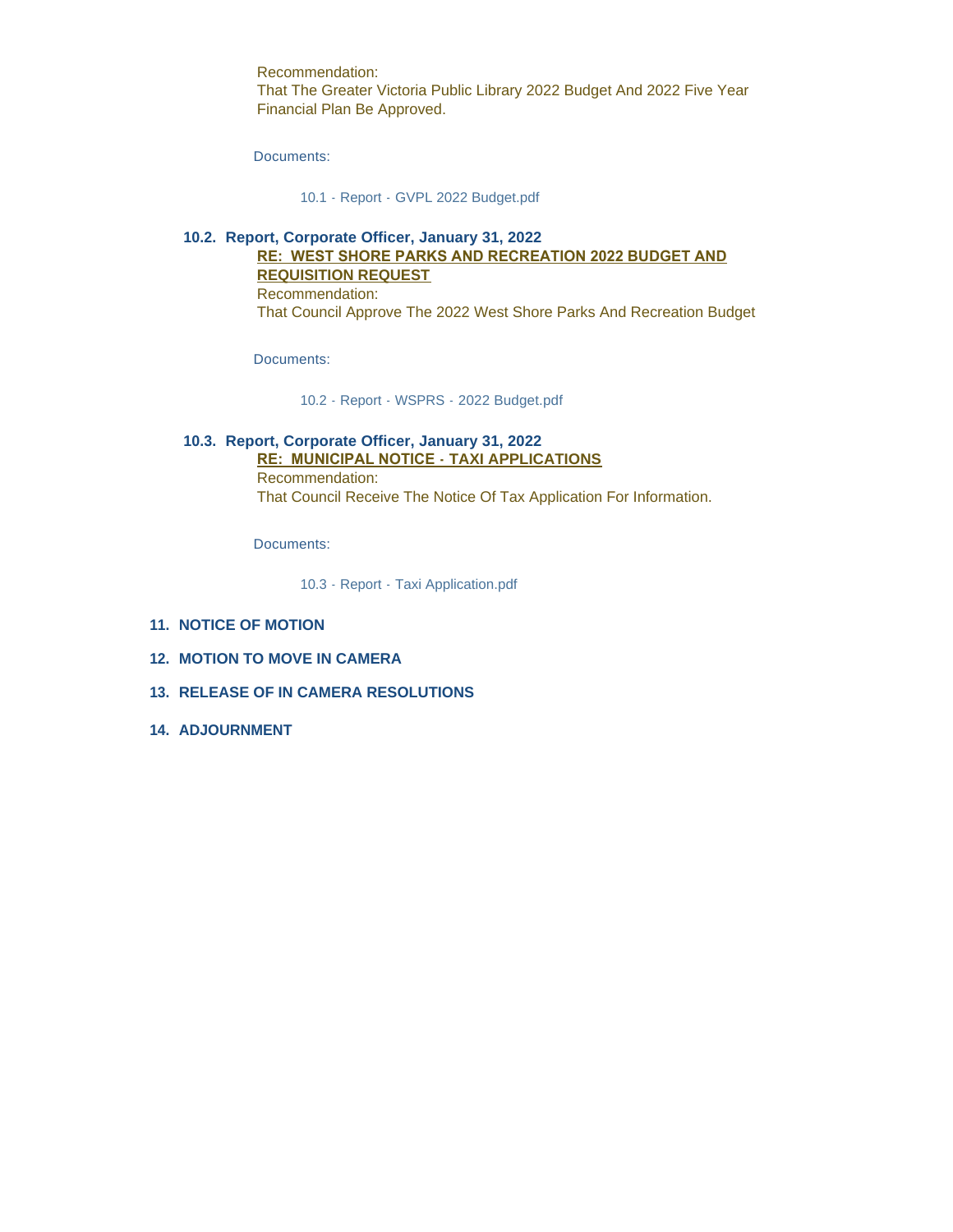Recommendation:
That The Greater Victoria Public Library 2022 Budget And 2022 Five Year Financial Plan Be Approved.

Documents:

10.1 - Report - GVPL 2022 Budget.pdf

**10.2. Report, Corporate Officer, January 31, 2022**

**RE: WEST SHORE PARKS AND RECREATION 2022 BUDGET AND REQUISITION REQUEST**

Recommendation:
That Council Approve The 2022 West Shore Parks And Recreation Budget

Documents:

10.2 - Report - WSPRS - 2022 Budget.pdf

**10.3. Report, Corporate Officer, January 31, 2022**

**RE: MUNICIPAL NOTICE - TAXI APPLICATIONS**

Recommendation:
That Council Receive The Notice Of Tax Application For Information.

Documents:

10.3 - Report - Taxi Application.pdf

## 11. NOTICE OF MOTION

## 12. MOTION TO MOVE IN CAMERA

## 13. RELEASE OF IN CAMERA RESOLUTIONS

## 14. ADJOURNMENT